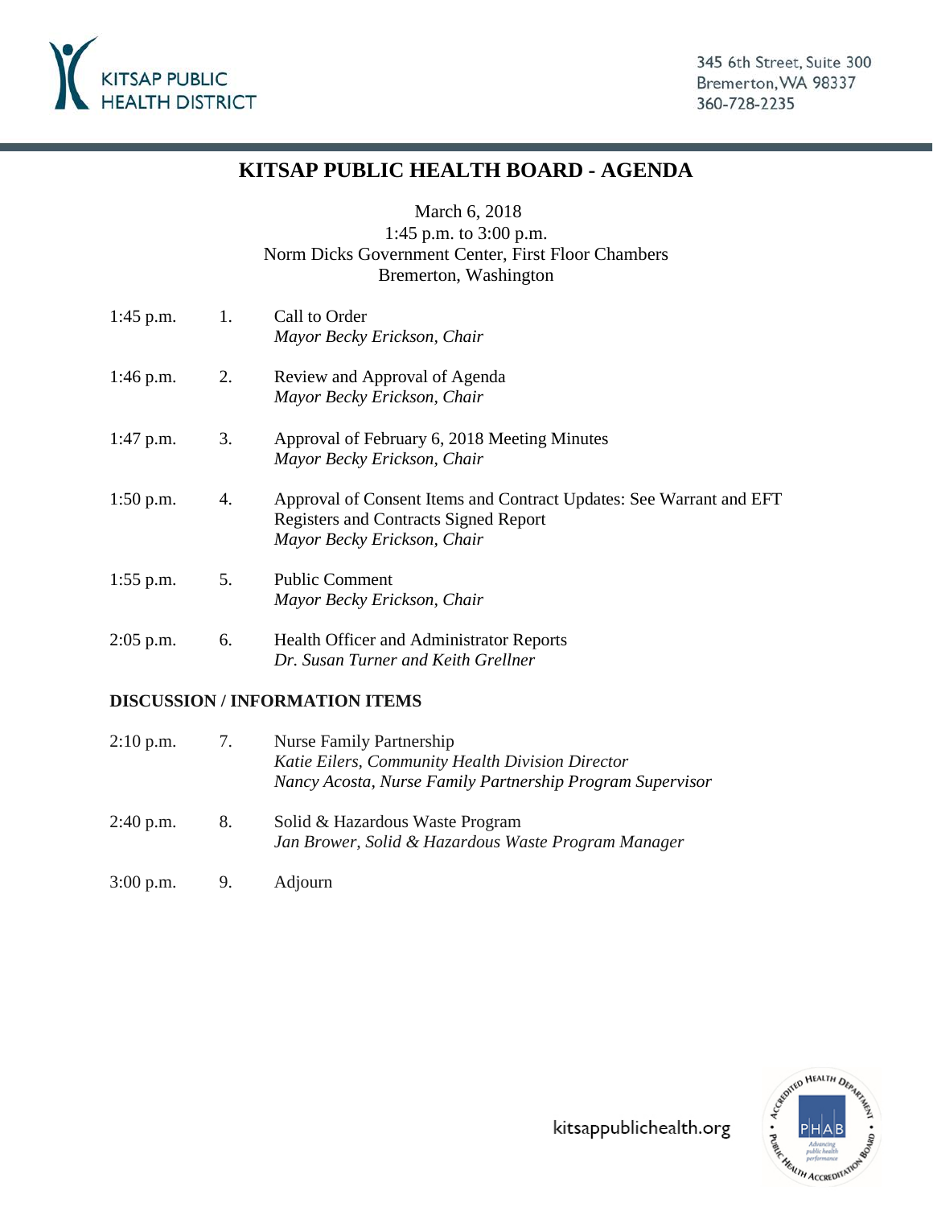KITSAP PUBLIC HEALTH DISTRICT

345 6th Street, Suite 300
Bremerton, WA 98337
360-728-2235

# KITSAP PUBLIC HEALTH BOARD - AGENDA

March 6, 2018
1:45 p.m. to 3:00 p.m.
Norm Dicks Government Center, First Floor Chambers
Bremerton, Washington

| | | |
|---|---|---|
| 1:45 p.m. | 1. | Call to Order<br>*Mayor Becky Erickson, Chair* |
| 1:46 p.m. | 2. | Review and Approval of Agenda<br>*Mayor Becky Erickson, Chair* |
| 1:47 p.m. | 3. | Approval of February 6, 2018 Meeting Minutes<br>*Mayor Becky Erickson, Chair* |
| 1:50 p.m. | 4. | Approval of Consent Items and Contract Updates: See Warrant and EFT Registers and Contracts Signed Report<br>*Mayor Becky Erickson, Chair* |
| 1:55 p.m. | 5. | Public Comment<br>*Mayor Becky Erickson, Chair* |
| 2:05 p.m. | 6. | Health Officer and Administrator Reports<br>*Dr. Susan Turner and Keith Grellner* |

**DISCUSSION / INFORMATION ITEMS**

| | | |
|---|---|---|
| 2:10 p.m. | 7. | Nurse Family Partnership<br>*Katie Eilers, Community Health Division Director*<br>*Nancy Acosta, Nurse Family Partnership Program Supervisor* |
| 2:40 p.m. | 8. | Solid & Hazardous Waste Program<br>*Jan Brower, Solid & Hazardous Waste Program Manager* |
| 3:00 p.m. | 9. | Adjourn |

kitsappublichealth.org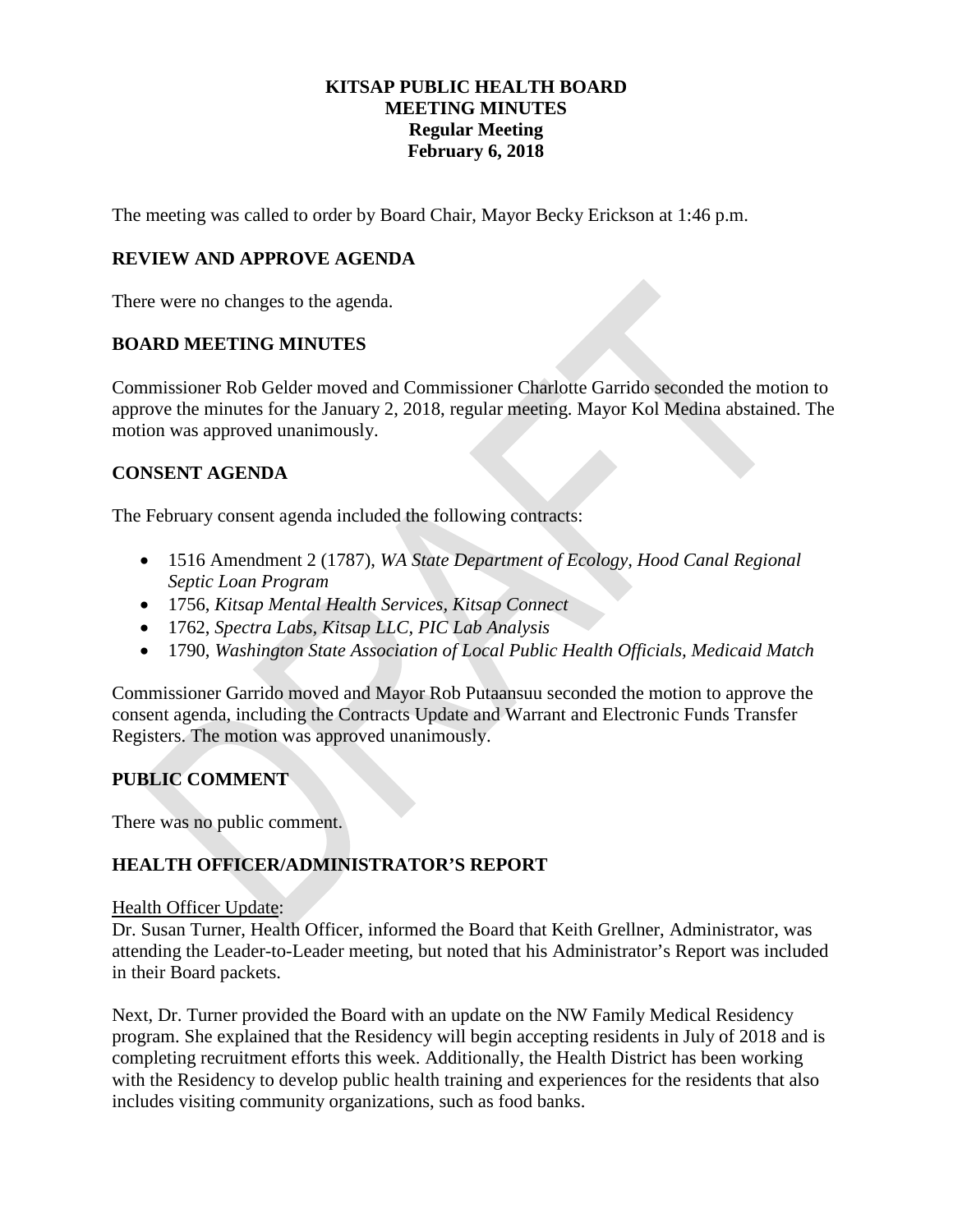**KITSAP PUBLIC HEALTH BOARD**
**MEETING MINUTES**
**Regular Meeting**
**February 6, 2018**

The meeting was called to order by Board Chair, Mayor Becky Erickson at 1:46 p.m.

## REVIEW AND APPROVE AGENDA

There were no changes to the agenda.

## BOARD MEETING MINUTES

Commissioner Rob Gelder moved and Commissioner Charlotte Garrido seconded the motion to approve the minutes for the January 2, 2018, regular meeting. Mayor Kol Medina abstained. The motion was approved unanimously.

## CONSENT AGENDA

The February consent agenda included the following contracts:

- 1516 Amendment 2 (1787), *WA State Department of Ecology, Hood Canal Regional Septic Loan Program*
- 1756, *Kitsap Mental Health Services, Kitsap Connect*
- 1762, *Spectra Labs, Kitsap LLC, PIC Lab Analysis*
- 1790, *Washington State Association of Local Public Health Officials, Medicaid Match*

Commissioner Garrido moved and Mayor Rob Putaansuu seconded the motion to approve the consent agenda, including the Contracts Update and Warrant and Electronic Funds Transfer Registers. The motion was approved unanimously.

## PUBLIC COMMENT

There was no public comment.

## HEALTH OFFICER/ADMINISTRATOR'S REPORT

Health Officer Update:
Dr. Susan Turner, Health Officer, informed the Board that Keith Grellner, Administrator, was attending the Leader-to-Leader meeting, but noted that his Administrator's Report was included in their Board packets.

Next, Dr. Turner provided the Board with an update on the NW Family Medical Residency program. She explained that the Residency will begin accepting residents in July of 2018 and is completing recruitment efforts this week. Additionally, the Health District has been working with the Residency to develop public health training and experiences for the residents that also includes visiting community organizations, such as food banks.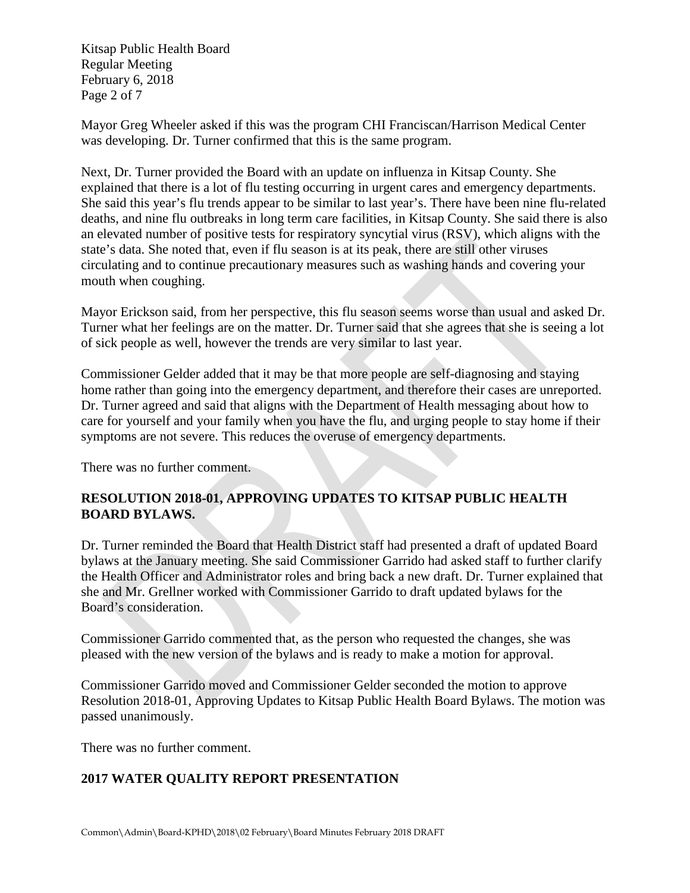Mayor Greg Wheeler asked if this was the program CHI Franciscan/Harrison Medical Center was developing. Dr. Turner confirmed that this is the same program.

Next, Dr. Turner provided the Board with an update on influenza in Kitsap County. She explained that there is a lot of flu testing occurring in urgent cares and emergency departments. She said this year's flu trends appear to be similar to last year's. There have been nine flu-related deaths, and nine flu outbreaks in long term care facilities, in Kitsap County. She said there is also an elevated number of positive tests for respiratory syncytial virus (RSV), which aligns with the state's data. She noted that, even if flu season is at its peak, there are still other viruses circulating and to continue precautionary measures such as washing hands and covering your mouth when coughing.

Mayor Erickson said, from her perspective, this flu season seems worse than usual and asked Dr. Turner what her feelings are on the matter. Dr. Turner said that she agrees that she is seeing a lot of sick people as well, however the trends are very similar to last year.

Commissioner Gelder added that it may be that more people are self-diagnosing and staying home rather than going into the emergency department, and therefore their cases are unreported. Dr. Turner agreed and said that aligns with the Department of Health messaging about how to care for yourself and your family when you have the flu, and urging people to stay home if their symptoms are not severe. This reduces the overuse of emergency departments.

There was no further comment.

**RESOLUTION 2018-01, APPROVING UPDATES TO KITSAP PUBLIC HEALTH BOARD BYLAWS.**

Dr. Turner reminded the Board that Health District staff had presented a draft of updated Board bylaws at the January meeting. She said Commissioner Garrido had asked staff to further clarify the Health Officer and Administrator roles and bring back a new draft. Dr. Turner explained that she and Mr. Grellner worked with Commissioner Garrido to draft updated bylaws for the Board's consideration.

Commissioner Garrido commented that, as the person who requested the changes, she was pleased with the new version of the bylaws and is ready to make a motion for approval.

Commissioner Garrido moved and Commissioner Gelder seconded the motion to approve Resolution 2018-01, Approving Updates to Kitsap Public Health Board Bylaws. The motion was passed unanimously.

There was no further comment.

**2017 WATER QUALITY REPORT PRESENTATION**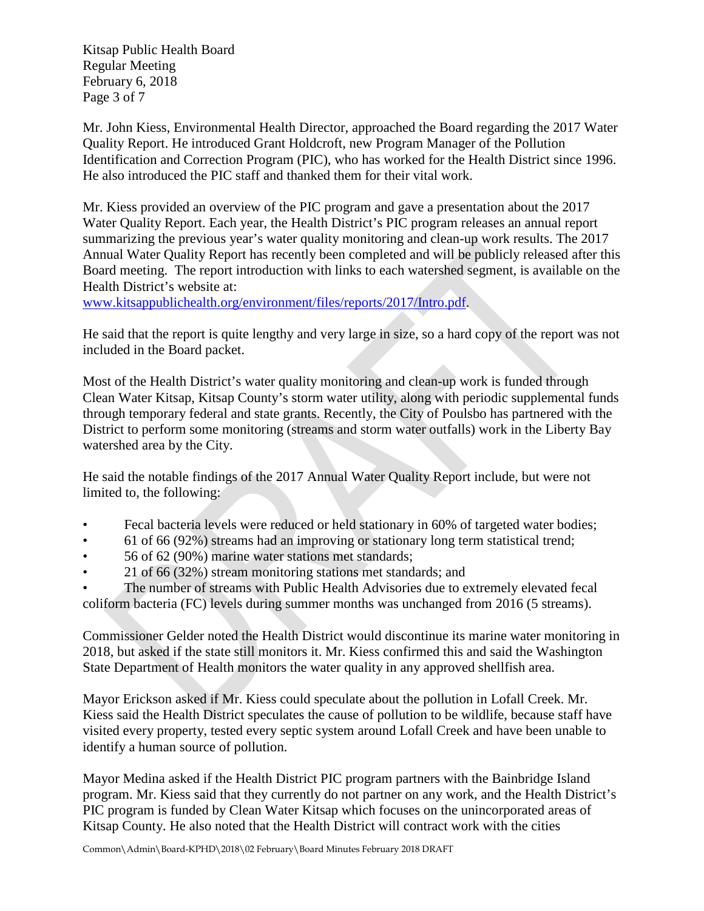Mr. John Kiess, Environmental Health Director, approached the Board regarding the 2017 Water Quality Report. He introduced Grant Holdcroft, new Program Manager of the Pollution Identification and Correction Program (PIC), who has worked for the Health District since 1996. He also introduced the PIC staff and thanked them for their vital work.

Mr. Kiess provided an overview of the PIC program and gave a presentation about the 2017 Water Quality Report. Each year, the Health District's PIC program releases an annual report summarizing the previous year's water quality monitoring and clean-up work results. The 2017 Annual Water Quality Report has recently been completed and will be publicly released after this Board meeting. The report introduction with links to each watershed segment, is available on the Health District's website at:
[www.kitsappublichealth.org/environment/files/reports/2017/Intro.pdf](www.kitsappublichealth.org/environment/files/reports/2017/Intro.pdf).

He said that the report is quite lengthy and very large in size, so a hard copy of the report was not included in the Board packet.

Most of the Health District's water quality monitoring and clean-up work is funded through Clean Water Kitsap, Kitsap County's storm water utility, along with periodic supplemental funds through temporary federal and state grants. Recently, the City of Poulsbo has partnered with the District to perform some monitoring (streams and storm water outfalls) work in the Liberty Bay watershed area by the City.

He said the notable findings of the 2017 Annual Water Quality Report include, but were not limited to, the following:

- Fecal bacteria levels were reduced or held stationary in 60% of targeted water bodies;
- 61 of 66 (92%) streams had an improving or stationary long term statistical trend;
- 56 of 62 (90%) marine water stations met standards;
- 21 of 66 (32%) stream monitoring stations met standards; and
- The number of streams with Public Health Advisories due to extremely elevated fecal coliform bacteria (FC) levels during summer months was unchanged from 2016 (5 streams).

Commissioner Gelder noted the Health District would discontinue its marine water monitoring in 2018, but asked if the state still monitors it. Mr. Kiess confirmed this and said the Washington State Department of Health monitors the water quality in any approved shellfish area.

Mayor Erickson asked if Mr. Kiess could speculate about the pollution in Lofall Creek. Mr. Kiess said the Health District speculates the cause of pollution to be wildlife, because staff have visited every property, tested every septic system around Lofall Creek and have been unable to identify a human source of pollution.

Mayor Medina asked if the Health District PIC program partners with the Bainbridge Island program. Mr. Kiess said that they currently do not partner on any work, and the Health District's PIC program is funded by Clean Water Kitsap which focuses on the unincorporated areas of Kitsap County. He also noted that the Health District will contract work with the cities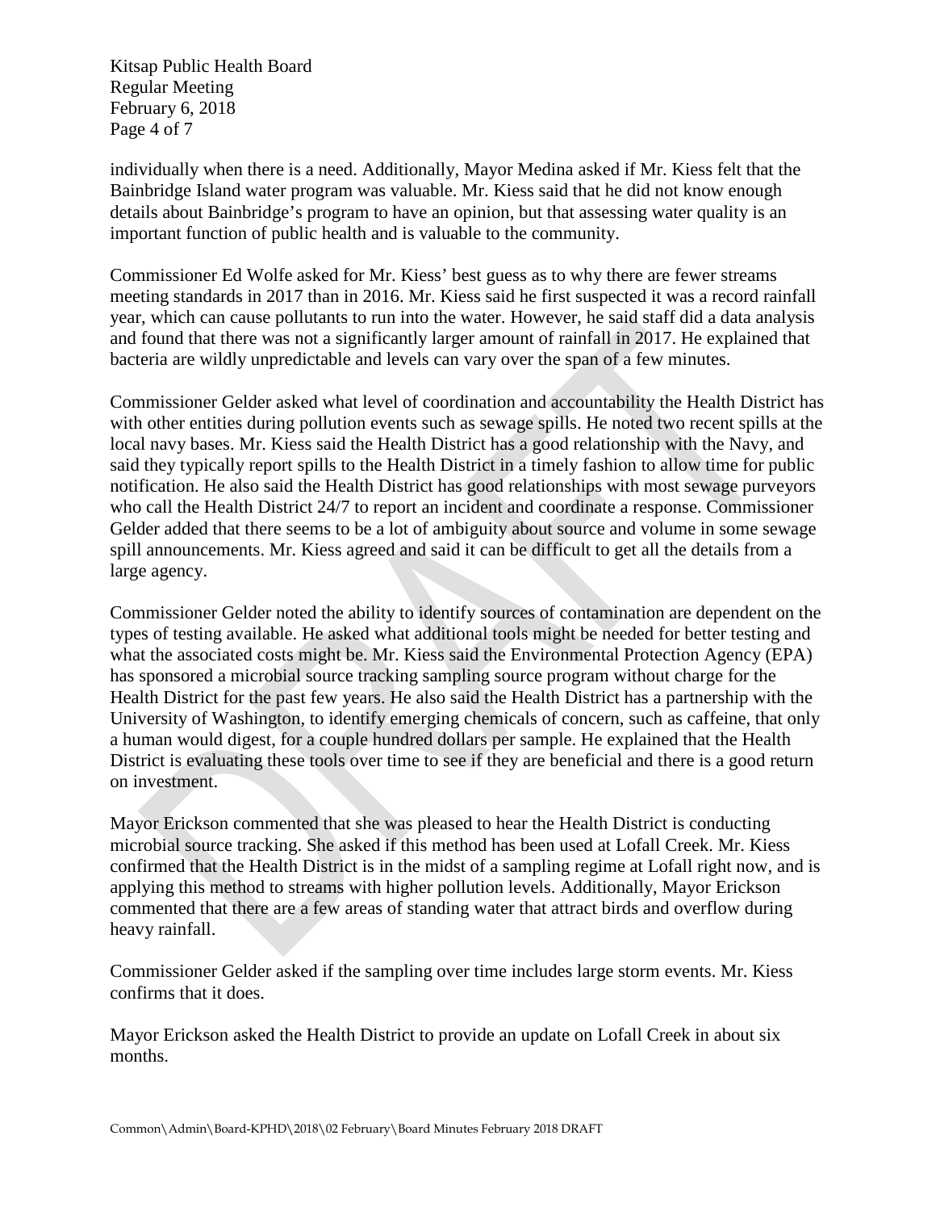individually when there is a need. Additionally, Mayor Medina asked if Mr. Kiess felt that the Bainbridge Island water program was valuable. Mr. Kiess said that he did not know enough details about Bainbridge's program to have an opinion, but that assessing water quality is an important function of public health and is valuable to the community.

Commissioner Ed Wolfe asked for Mr. Kiess' best guess as to why there are fewer streams meeting standards in 2017 than in 2016. Mr. Kiess said he first suspected it was a record rainfall year, which can cause pollutants to run into the water. However, he said staff did a data analysis and found that there was not a significantly larger amount of rainfall in 2017. He explained that bacteria are wildly unpredictable and levels can vary over the span of a few minutes.

Commissioner Gelder asked what level of coordination and accountability the Health District has with other entities during pollution events such as sewage spills. He noted two recent spills at the local navy bases. Mr. Kiess said the Health District has a good relationship with the Navy, and said they typically report spills to the Health District in a timely fashion to allow time for public notification. He also said the Health District has good relationships with most sewage purveyors who call the Health District 24/7 to report an incident and coordinate a response. Commissioner Gelder added that there seems to be a lot of ambiguity about source and volume in some sewage spill announcements. Mr. Kiess agreed and said it can be difficult to get all the details from a large agency.

Commissioner Gelder noted the ability to identify sources of contamination are dependent on the types of testing available. He asked what additional tools might be needed for better testing and what the associated costs might be. Mr. Kiess said the Environmental Protection Agency (EPA) has sponsored a microbial source tracking sampling source program without charge for the Health District for the past few years. He also said the Health District has a partnership with the University of Washington, to identify emerging chemicals of concern, such as caffeine, that only a human would digest, for a couple hundred dollars per sample. He explained that the Health District is evaluating these tools over time to see if they are beneficial and there is a good return on investment.

Mayor Erickson commented that she was pleased to hear the Health District is conducting microbial source tracking. She asked if this method has been used at Lofall Creek. Mr. Kiess confirmed that the Health District is in the midst of a sampling regime at Lofall right now, and is applying this method to streams with higher pollution levels. Additionally, Mayor Erickson commented that there are a few areas of standing water that attract birds and overflow during heavy rainfall.

Commissioner Gelder asked if the sampling over time includes large storm events. Mr. Kiess confirms that it does.

Mayor Erickson asked the Health District to provide an update on Lofall Creek in about six months.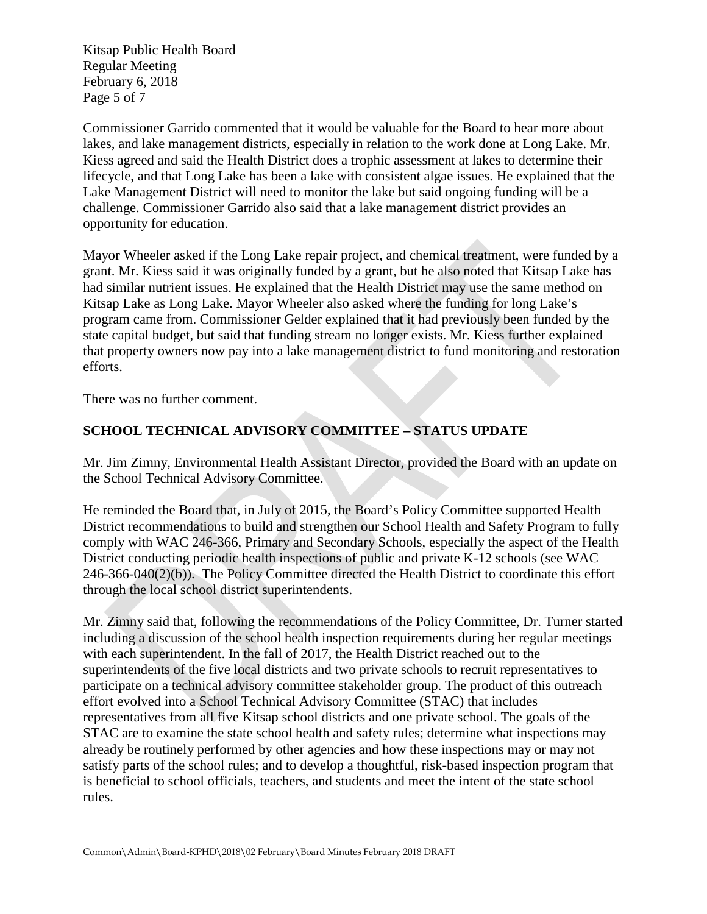Commissioner Garrido commented that it would be valuable for the Board to hear more about lakes, and lake management districts, especially in relation to the work done at Long Lake. Mr. Kiess agreed and said the Health District does a trophic assessment at lakes to determine their lifecycle, and that Long Lake has been a lake with consistent algae issues. He explained that the Lake Management District will need to monitor the lake but said ongoing funding will be a challenge. Commissioner Garrido also said that a lake management district provides an opportunity for education.

Mayor Wheeler asked if the Long Lake repair project, and chemical treatment, were funded by a grant. Mr. Kiess said it was originally funded by a grant, but he also noted that Kitsap Lake has had similar nutrient issues. He explained that the Health District may use the same method on Kitsap Lake as Long Lake. Mayor Wheeler also asked where the funding for long Lake's program came from. Commissioner Gelder explained that it had previously been funded by the state capital budget, but said that funding stream no longer exists. Mr. Kiess further explained that property owners now pay into a lake management district to fund monitoring and restoration efforts.

There was no further comment.

## SCHOOL TECHNICAL ADVISORY COMMITTEE – STATUS UPDATE

Mr. Jim Zimny, Environmental Health Assistant Director, provided the Board with an update on the School Technical Advisory Committee.

He reminded the Board that, in July of 2015, the Board's Policy Committee supported Health District recommendations to build and strengthen our School Health and Safety Program to fully comply with WAC 246-366, Primary and Secondary Schools, especially the aspect of the Health District conducting periodic health inspections of public and private K-12 schools (see WAC 246-366-040(2)(b)). The Policy Committee directed the Health District to coordinate this effort through the local school district superintendents.

Mr. Zimny said that, following the recommendations of the Policy Committee, Dr. Turner started including a discussion of the school health inspection requirements during her regular meetings with each superintendent. In the fall of 2017, the Health District reached out to the superintendents of the five local districts and two private schools to recruit representatives to participate on a technical advisory committee stakeholder group. The product of this outreach effort evolved into a School Technical Advisory Committee (STAC) that includes representatives from all five Kitsap school districts and one private school. The goals of the STAC are to examine the state school health and safety rules; determine what inspections may already be routinely performed by other agencies and how these inspections may or may not satisfy parts of the school rules; and to develop a thoughtful, risk-based inspection program that is beneficial to school officials, teachers, and students and meet the intent of the state school rules.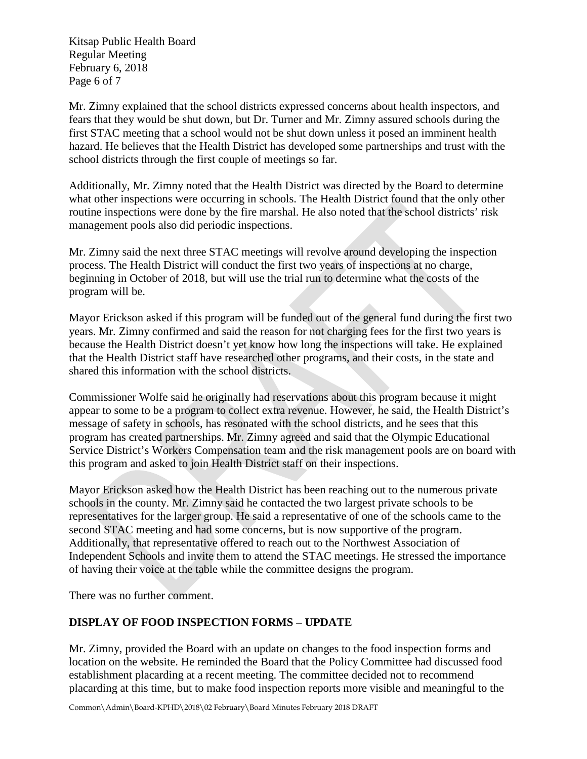Mr. Zimny explained that the school districts expressed concerns about health inspectors, and fears that they would be shut down, but Dr. Turner and Mr. Zimny assured schools during the first STAC meeting that a school would not be shut down unless it posed an imminent health hazard. He believes that the Health District has developed some partnerships and trust with the school districts through the first couple of meetings so far.

Additionally, Mr. Zimny noted that the Health District was directed by the Board to determine what other inspections were occurring in schools. The Health District found that the only other routine inspections were done by the fire marshal. He also noted that the school districts' risk management pools also did periodic inspections.

Mr. Zimny said the next three STAC meetings will revolve around developing the inspection process. The Health District will conduct the first two years of inspections at no charge, beginning in October of 2018, but will use the trial run to determine what the costs of the program will be.

Mayor Erickson asked if this program will be funded out of the general fund during the first two years. Mr. Zimny confirmed and said the reason for not charging fees for the first two years is because the Health District doesn't yet know how long the inspections will take. He explained that the Health District staff have researched other programs, and their costs, in the state and shared this information with the school districts.

Commissioner Wolfe said he originally had reservations about this program because it might appear to some to be a program to collect extra revenue. However, he said, the Health District's message of safety in schools, has resonated with the school districts, and he sees that this program has created partnerships. Mr. Zimny agreed and said that the Olympic Educational Service District's Workers Compensation team and the risk management pools are on board with this program and asked to join Health District staff on their inspections.

Mayor Erickson asked how the Health District has been reaching out to the numerous private schools in the county. Mr. Zimny said he contacted the two largest private schools to be representatives for the larger group. He said a representative of one of the schools came to the second STAC meeting and had some concerns, but is now supportive of the program. Additionally, that representative offered to reach out to the Northwest Association of Independent Schools and invite them to attend the STAC meetings. He stressed the importance of having their voice at the table while the committee designs the program.

There was no further comment.

## DISPLAY OF FOOD INSPECTION FORMS – UPDATE

Mr. Zimny, provided the Board with an update on changes to the food inspection forms and location on the website. He reminded the Board that the Policy Committee had discussed food establishment placarding at a recent meeting. The committee decided not to recommend placarding at this time, but to make food inspection reports more visible and meaningful to the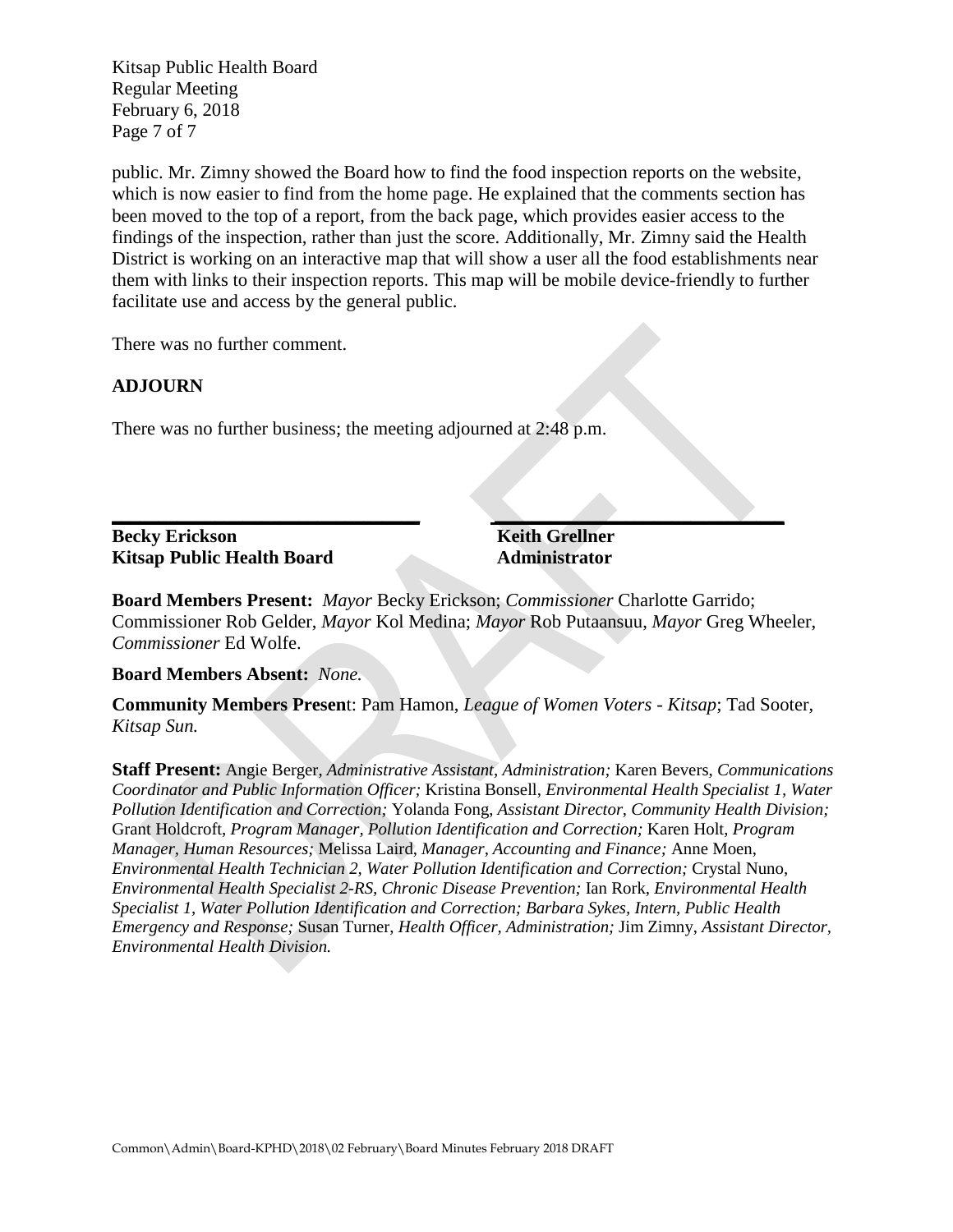public. Mr. Zimny showed the Board how to find the food inspection reports on the website, which is now easier to find from the home page. He explained that the comments section has been moved to the top of a report, from the back page, which provides easier access to the findings of the inspection, rather than just the score. Additionally, Mr. Zimny said the Health District is working on an interactive map that will show a user all the food establishments near them with links to their inspection reports. This map will be mobile device-friendly to further facilitate use and access by the general public.

There was no further comment.

**ADJOURN**

There was no further business; the meeting adjourned at 2:48 p.m.

| ____________________________ | ____________________________ |
|---|---|
| **Becky Erickson** | **Keith Grellner** |
| **Kitsap Public Health Board** | **Administrator** |

**Board Members Present:** *Mayor* Becky Erickson; *Commissioner* Charlotte Garrido; Commissioner Rob Gelder, *Mayor* Kol Medina; *Mayor* Rob Putaansuu, *Mayor* Greg Wheeler, *Commissioner* Ed Wolfe.

**Board Members Absent:** *None.*

**Community Members Present**: Pam Hamon, *League of Women Voters - Kitsap*; Tad Sooter, *Kitsap Sun.*

**Staff Present:** Angie Berger, *Administrative Assistant, Administration;* Karen Bevers, *Communications Coordinator and Public Information Officer;* Kristina Bonsell, *Environmental Health Specialist 1, Water Pollution Identification and Correction;* Yolanda Fong, *Assistant Director, Community Health Division;* Grant Holdcroft, *Program Manager, Pollution Identification and Correction;* Karen Holt, *Program Manager, Human Resources;* Melissa Laird, *Manager, Accounting and Finance;* Anne Moen, *Environmental Health Technician 2, Water Pollution Identification and Correction;* Crystal Nuno, *Environmental Health Specialist 2-RS, Chronic Disease Prevention;* Ian Rork, *Environmental Health Specialist 1, Water Pollution Identification and Correction; Barbara Sykes, Intern, Public Health Emergency and Response;* Susan Turner, *Health Officer, Administration;* Jim Zimny, *Assistant Director, Environmental Health Division.*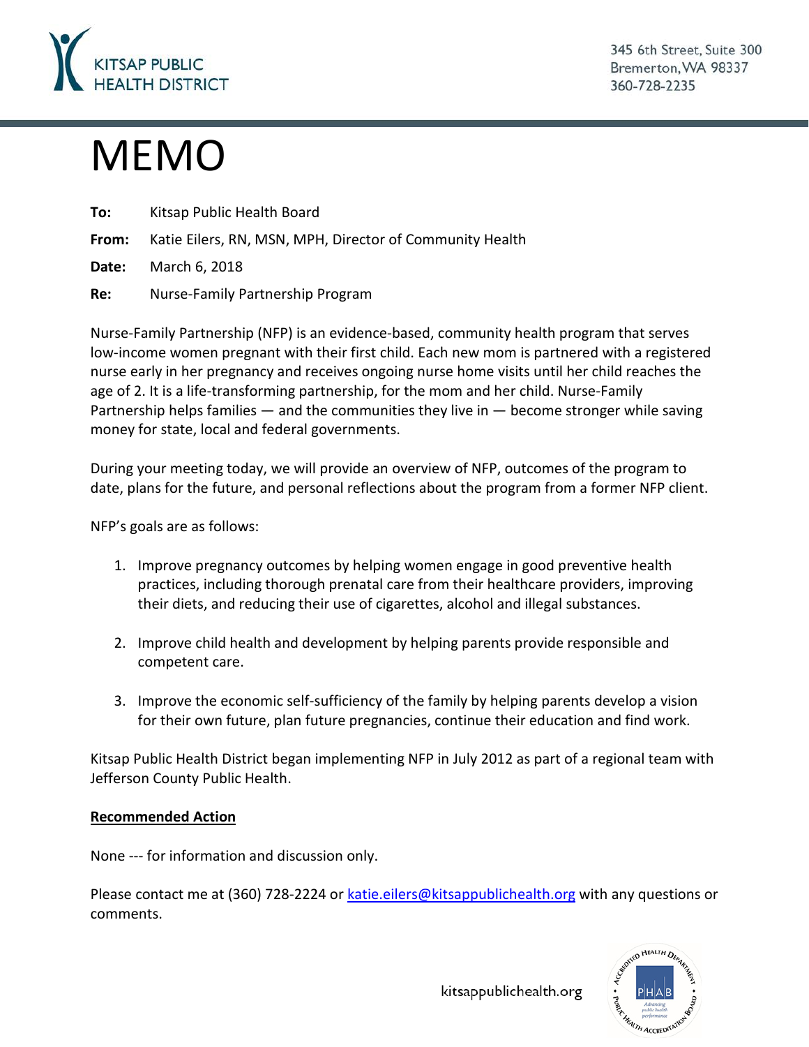KITSAP PUBLIC HEALTH DISTRICT

345 6th Street, Suite 300
Bremerton, WA 98337
360-728-2235

# MEMO

**To:** Kitsap Public Health Board

**From:** Katie Eilers, RN, MSN, MPH, Director of Community Health

**Date:** March 6, 2018

**Re:** Nurse-Family Partnership Program

Nurse-Family Partnership (NFP) is an evidence-based, community health program that serves low-income women pregnant with their first child. Each new mom is partnered with a registered nurse early in her pregnancy and receives ongoing nurse home visits until her child reaches the age of 2. It is a life-transforming partnership, for the mom and her child. Nurse-Family Partnership helps families — and the communities they live in — become stronger while saving money for state, local and federal governments.

During your meeting today, we will provide an overview of NFP, outcomes of the program to date, plans for the future, and personal reflections about the program from a former NFP client.

NFP's goals are as follows:

1. Improve pregnancy outcomes by helping women engage in good preventive health practices, including thorough prenatal care from their healthcare providers, improving their diets, and reducing their use of cigarettes, alcohol and illegal substances.

2. Improve child health and development by helping parents provide responsible and competent care.

3. Improve the economic self-sufficiency of the family by helping parents develop a vision for their own future, plan future pregnancies, continue their education and find work.

Kitsap Public Health District began implementing NFP in July 2012 as part of a regional team with Jefferson County Public Health.

**Recommended Action**

None --- for information and discussion only.

Please contact me at (360) 728-2224 or katie.eilers@kitsappublichealth.org with any questions or comments.

kitsappublichealth.org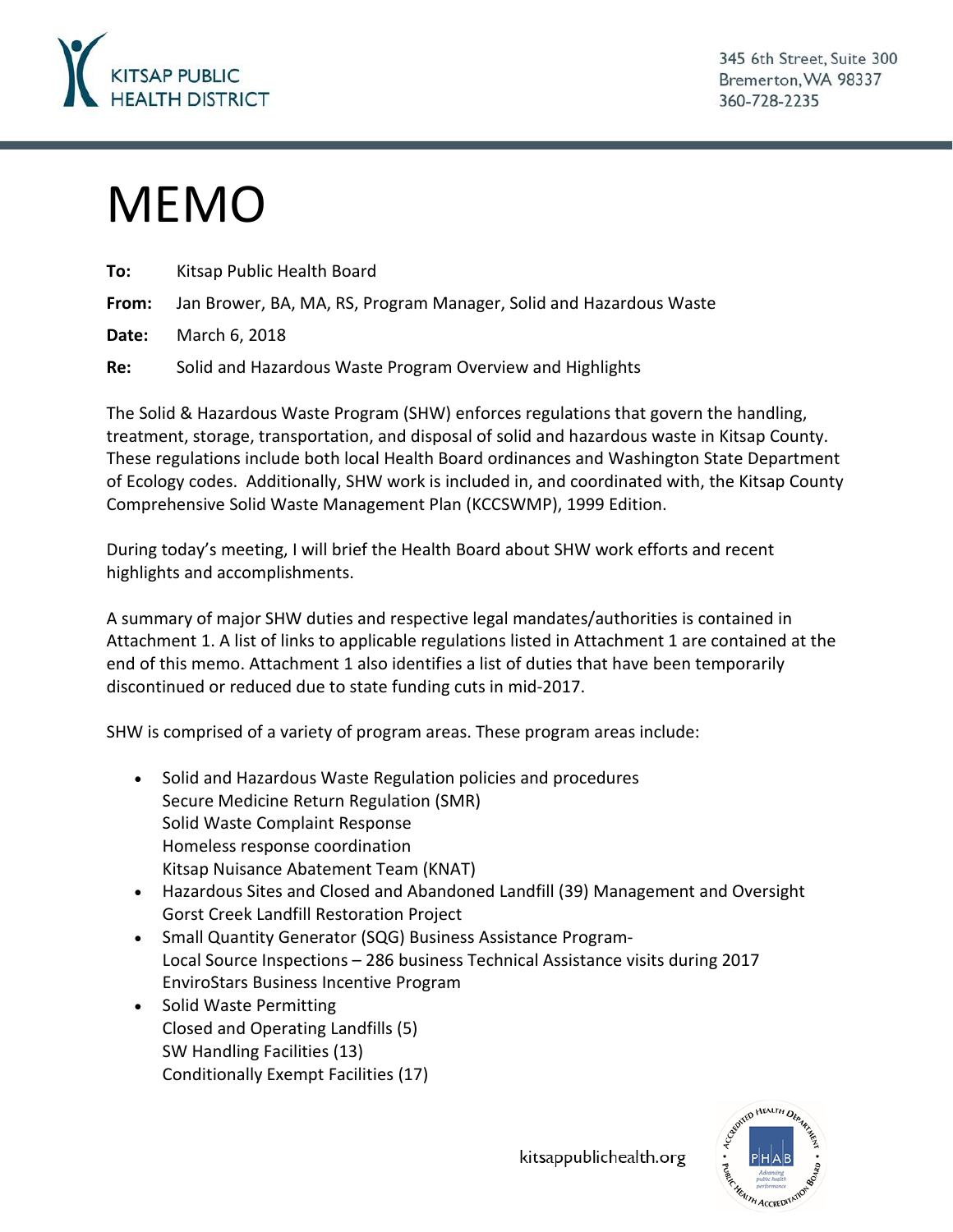Kitsap Public Health District

345 6th Street, Suite 300
Bremerton, WA 98337
360-728-2235

# MEMO

**To:** Kitsap Public Health Board

**From:** Jan Brower, BA, MA, RS, Program Manager, Solid and Hazardous Waste

**Date:** March 6, 2018

**Re:** Solid and Hazardous Waste Program Overview and Highlights

The Solid & Hazardous Waste Program (SHW) enforces regulations that govern the handling, treatment, storage, transportation, and disposal of solid and hazardous waste in Kitsap County. These regulations include both local Health Board ordinances and Washington State Department of Ecology codes. Additionally, SHW work is included in, and coordinated with, the Kitsap County Comprehensive Solid Waste Management Plan (KCCSWMP), 1999 Edition.

During today's meeting, I will brief the Health Board about SHW work efforts and recent highlights and accomplishments.

A summary of major SHW duties and respective legal mandates/authorities is contained in Attachment 1. A list of links to applicable regulations listed in Attachment 1 are contained at the end of this memo. Attachment 1 also identifies a list of duties that have been temporarily discontinued or reduced due to state funding cuts in mid-2017.

SHW is comprised of a variety of program areas. These program areas include:

- Solid and Hazardous Waste Regulation policies and procedures
  Secure Medicine Return Regulation (SMR)
  Solid Waste Complaint Response
  Homeless response coordination
  Kitsap Nuisance Abatement Team (KNAT)
- Hazardous Sites and Closed and Abandoned Landfill (39) Management and Oversight
  Gorst Creek Landfill Restoration Project
- Small Quantity Generator (SQG) Business Assistance Program-
  Local Source Inspections – 286 business Technical Assistance visits during 2017
  EnviroStars Business Incentive Program
- Solid Waste Permitting
  Closed and Operating Landfills (5)
  SW Handling Facilities (13)
  Conditionally Exempt Facilities (17)

kitsappublichealth.org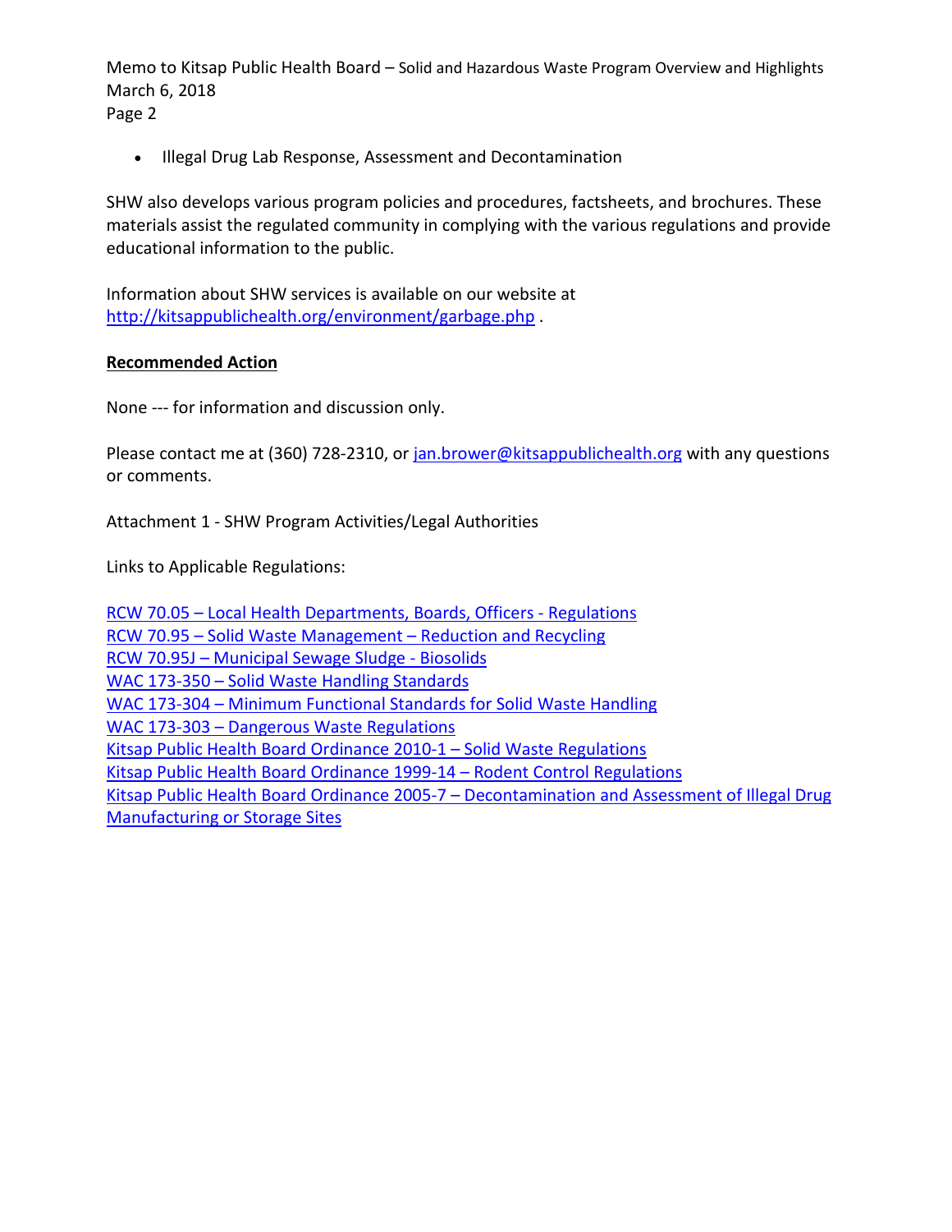- Illegal Drug Lab Response, Assessment and Decontamination

SHW also develops various program policies and procedures, factsheets, and brochures. These materials assist the regulated community in complying with the various regulations and provide educational information to the public.

Information about SHW services is available on our website at http://kitsappublichealth.org/environment/garbage.php .

**Recommended Action**

None --- for information and discussion only.

Please contact me at (360) 728-2310, or jan.brower@kitsappublichealth.org with any questions or comments.

Attachment 1 - SHW Program Activities/Legal Authorities

Links to Applicable Regulations:

RCW 70.05 – Local Health Departments, Boards, Officers - Regulations
RCW 70.95 – Solid Waste Management – Reduction and Recycling
RCW 70.95J – Municipal Sewage Sludge - Biosolids
WAC 173-350 – Solid Waste Handling Standards
WAC 173-304 – Minimum Functional Standards for Solid Waste Handling
WAC 173-303 – Dangerous Waste Regulations
Kitsap Public Health Board Ordinance 2010-1 – Solid Waste Regulations
Kitsap Public Health Board Ordinance 1999-14 – Rodent Control Regulations
Kitsap Public Health Board Ordinance 2005-7 – Decontamination and Assessment of Illegal Drug Manufacturing or Storage Sites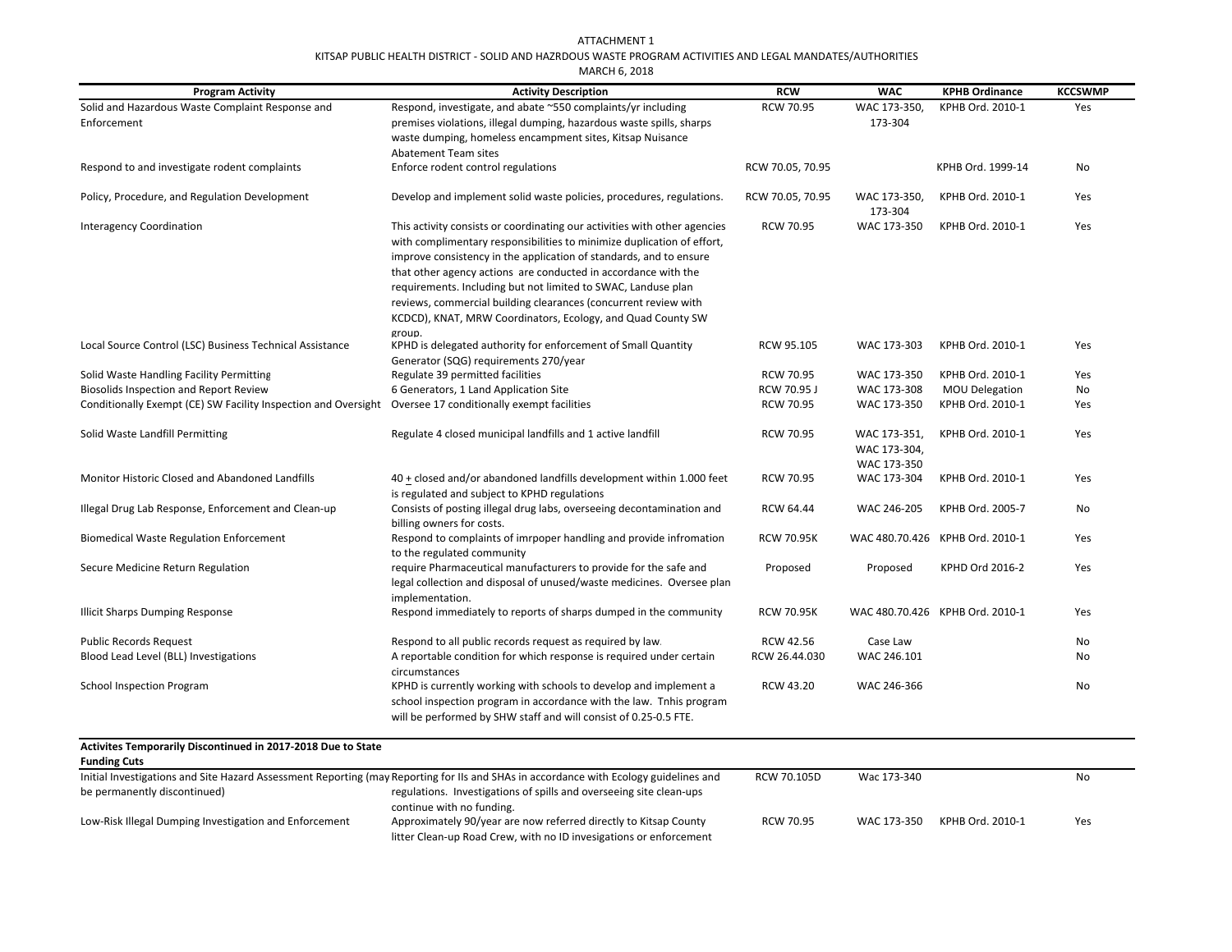ATTACHMENT 1

KITSAP PUBLIC HEALTH DISTRICT - SOLID AND HAZRDOUS WASTE PROGRAM ACTIVITIES AND LEGAL MANDATES/AUTHORITIES

MARCH 6, 2018

| Program Activity | Activity Description | RCW | WAC | KPHB Ordinance | KCCSWMP |
|---|---|---|---|---|---|
| Solid and Hazardous Waste Complaint Response and Enforcement | Respond, investigate, and abate ~550 complaints/yr including premises violations, illegal dumping, hazardous waste spills, sharps waste dumping, homeless encampment sites, Kitsap Nuisance Abatement Team sites | RCW 70.95 | WAC 173-350, 173-304 | KPHB Ord. 2010-1 | Yes |
| Respond to and investigate rodent complaints | Enforce rodent control regulations | RCW 70.05, 70.95 | | KPHB Ord. 1999-14 | No |
| Policy, Procedure, and Regulation Development | Develop and implement solid waste policies, procedures, regulations. | RCW 70.05, 70.95 | WAC 173-350, 173-304 | KPHB Ord. 2010-1 | Yes |
| Interagency Coordination | This activity consists or coordinating our activities with other agencies with complimentary responsibilities to minimize duplication of effort, improve consistency in the application of standards, and to ensure that other agency actions are conducted in accordance with the requirements. Including but not limited to SWAC, Landuse plan reviews, commercial building clearances (concurrent review with KCDCD), KNAT, MRW Coordinators, Ecology, and Quad County SW group. | RCW 70.95 | WAC 173-350 | KPHB Ord. 2010-1 | Yes |
| Local Source Control (LSC) Business Technical Assistance | KPHD is delegated authority for enforcement of Small Quantity Generator (SQG) requirements 270/year | RCW 95.105 | WAC 173-303 | KPHB Ord. 2010-1 | Yes |
| Solid Waste Handling Facility Permitting | Regulate 39 permitted facilities | RCW 70.95 | WAC 173-350 | KPHB Ord. 2010-1 | Yes |
| Biosolids Inspection and Report Review | 6 Generators, 1 Land Application Site | RCW 70.95 J | WAC 173-308 | MOU Delegation | No |
| Conditionally Exempt (CE) SW Facility Inspection and Oversight | Oversee 17 conditionally exempt facilities | RCW 70.95 | WAC 173-350 | KPHB Ord. 2010-1 | Yes |
| Solid Waste Landfill Permitting | Regulate 4 closed municipal landfills and 1 active landfill | RCW 70.95 | WAC 173-351, WAC 173-304, WAC 173-350 | KPHB Ord. 2010-1 | Yes |
| Monitor Historic Closed and Abandoned Landfills | 40 + closed and/or abandoned landfills development within 1.000 feet is regulated and subject to KPHD regulations | RCW 70.95 | WAC 173-304 | KPHB Ord. 2010-1 | Yes |
| Illegal Drug Lab Response, Enforcement and Clean-up | Consists of posting illegal drug labs, overseeing decontamination and billing owners for costs. | RCW 64.44 | WAC 246-205 | KPHB Ord. 2005-7 | No |
| Biomedical Waste Regulation Enforcement | Respond to complaints of imrpoper handling and provide infromation to the regulated community | RCW 70.95K | WAC 480.70.426 | KPHB Ord. 2010-1 | Yes |
| Secure Medicine Return Regulation | require Pharmaceutical manufacturers to provide for the safe and legal collection and disposal of unused/waste medicines. Oversee plan implementation. | Proposed | Proposed | KPHD Ord 2016-2 | Yes |
| Illicit Sharps Dumping Response | Respond immediately to reports of sharps dumped in the community | RCW 70.95K | WAC 480.70.426 | KPHB Ord. 2010-1 | Yes |
| Public Records Request | Respond to all public records request as required by law. | RCW 42.56 | Case Law | | No |
| Blood Lead Level (BLL) Investigations | A reportable condition for which response is required under certain circumstances | RCW 26.44.030 | WAC 246.101 | | No |
| School Inspection Program | KPHD is currently working with schools to develop and implement a school inspection program in accordance with the law. Tnhis program will be performed by SHW staff and will consist of 0.25-0.5 FTE. | RCW 43.20 | WAC 246-366 | | No |
| **Activites Temporarily Discontinued in 2017-2018 Due to State Funding Cuts** | | | | | |
| Initial Investigations and Site Hazard Assessment Reporting (may be permanently discontinued) | Reporting for IIs and SHAs in accordance with Ecology guidelines and regulations. Investigations of spills and overseeing site clean-ups continue with no funding. | RCW 70.105D | Wac 173-340 | | No |
| Low-Risk Illegal Dumping Investigation and Enforcement | Approximately 90/year are now referred directly to Kitsap County litter Clean-up Road Crew, with no ID invesigations or enforcement | RCW 70.95 | WAC 173-350 | KPHB Ord. 2010-1 | Yes |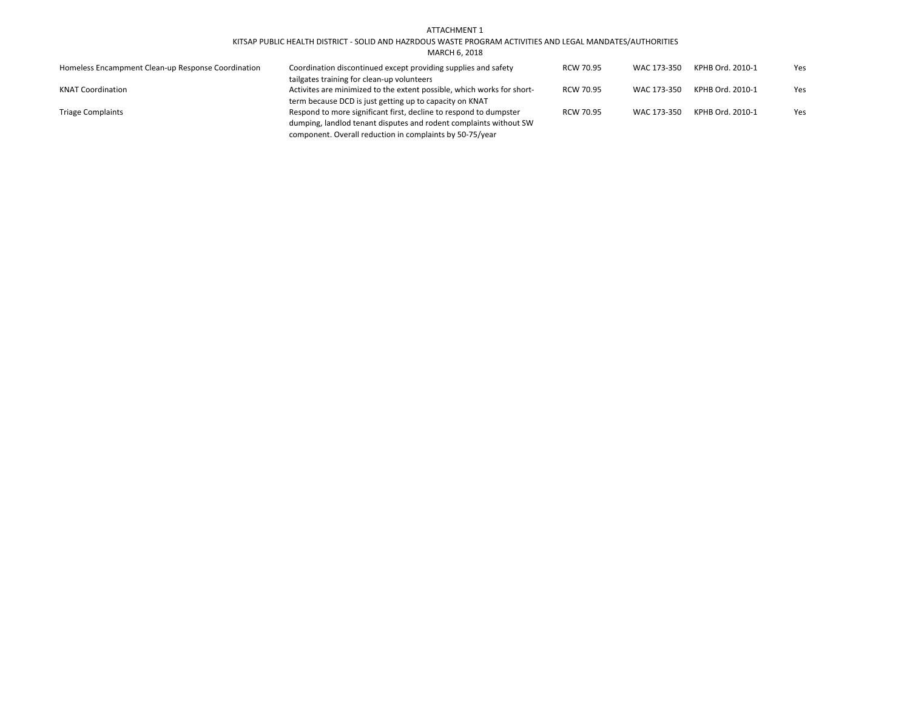ATTACHMENT 1

KITSAP PUBLIC HEALTH DISTRICT - SOLID AND HAZRDOUS WASTE PROGRAM ACTIVITIES AND LEGAL MANDATES/AUTHORITIES

MARCH 6, 2018

| | | | | | |
|---|---|---|---|---|---|
| Homeless Encampment Clean-up Response Coordination | Coordination discontinued except providing supplies and safety tailgates training for clean-up volunteers | RCW 70.95 | WAC 173-350 | KPHB Ord. 2010-1 | Yes |
| KNAT Coordination | Activites are minimized to the extent possible, which works for short-term because DCD is just getting up to capacity on KNAT | RCW 70.95 | WAC 173-350 | KPHB Ord. 2010-1 | Yes |
| Triage Complaints | Respond to more significant first, decline to respond to dumpster dumping, landlod tenant disputes and rodent complaints without SW component. Overall reduction in complaints by 50-75/year | RCW 70.95 | WAC 173-350 | KPHB Ord. 2010-1 | Yes |